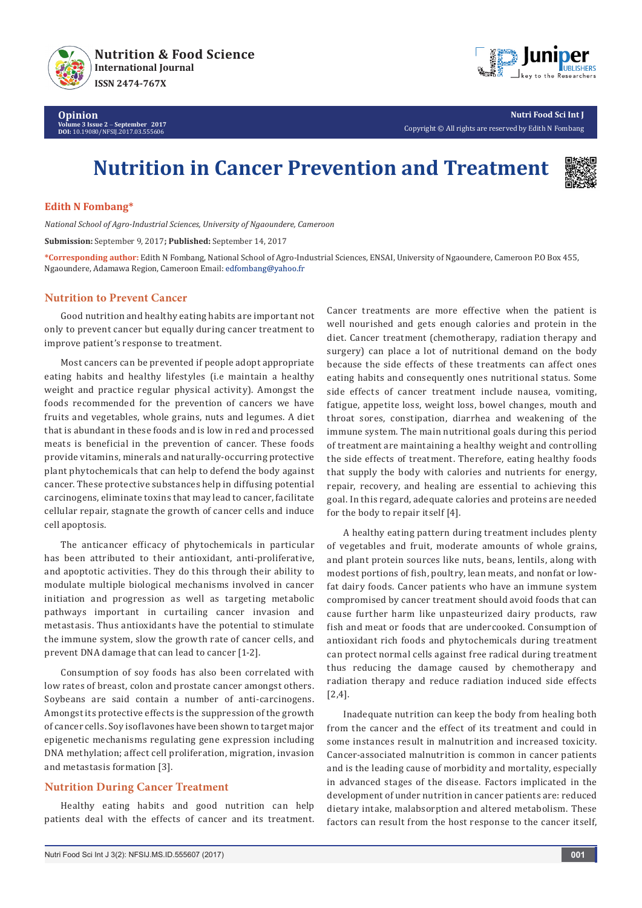# Nutrition in Cancer Prevention and Treatment

**Edith N Fombang***

*National School of Agro-Industrial Sciences, University of Ngaoundere, Cameroon*

**Submission:** September 9, 2017; **Published:** September 14, 2017

***Corresponding author:** Edith N Fombang, National School of Agro-Industrial Sciences, ENSAI, University of Ngaoundere, Cameroon P.O Box 455, Ngaoundere, Adamawa Region, Cameroon Email: edfombang@yahoo.fr

## Nutrition to Prevent Cancer

Good nutrition and healthy eating habits are important not only to prevent cancer but equally during cancer treatment to improve patient's response to treatment.

Most cancers can be prevented if people adopt appropriate eating habits and healthy lifestyles (i.e maintain a healthy weight and practice regular physical activity). Amongst the foods recommended for the prevention of cancers we have fruits and vegetables, whole grains, nuts and legumes. A diet that is abundant in these foods and is low in red and processed meats is beneficial in the prevention of cancer. These foods provide vitamins, minerals and naturally-occurring protective plant phytochemicals that can help to defend the body against cancer. These protective substances help in diffusing potential carcinogens, eliminate toxins that may lead to cancer, facilitate cellular repair, stagnate the growth of cancer cells and induce cell apoptosis.

The anticancer efficacy of phytochemicals in particular has been attributed to their antioxidant, anti-proliferative, and apoptotic activities. They do this through their ability to modulate multiple biological mechanisms involved in cancer initiation and progression as well as targeting metabolic pathways important in curtailing cancer invasion and metastasis. Thus antioxidants have the potential to stimulate the immune system, slow the growth rate of cancer cells, and prevent DNA damage that can lead to cancer [1-2].

Consumption of soy foods has also been correlated with low rates of breast, colon and prostate cancer amongst others. Soybeans are said contain a number of anti-carcinogens. Amongst its protective effects is the suppression of the growth of cancer cells. Soy isoflavones have been shown to target major epigenetic mechanisms regulating gene expression including DNA methylation; affect cell proliferation, migration, invasion and metastasis formation [3].

## Nutrition During Cancer Treatment

Healthy eating habits and good nutrition can help patients deal with the effects of cancer and its treatment. Cancer treatments are more effective when the patient is well nourished and gets enough calories and protein in the diet. Cancer treatment (chemotherapy, radiation therapy and surgery) can place a lot of nutritional demand on the body because the side effects of these treatments can affect ones eating habits and consequently ones nutritional status. Some side effects of cancer treatment include nausea, vomiting, fatigue, appetite loss, weight loss, bowel changes, mouth and throat sores, constipation, diarrhea and weakening of the immune system. The main nutritional goals during this period of treatment are maintaining a healthy weight and controlling the side effects of treatment. Therefore, eating healthy foods that supply the body with calories and nutrients for energy, repair, recovery, and healing are essential to achieving this goal. In this regard, adequate calories and proteins are needed for the body to repair itself [4].

A healthy eating pattern during treatment includes plenty of vegetables and fruit, moderate amounts of whole grains, and plant protein sources like nuts, beans, lentils, along with modest portions of fish, poultry, lean meats, and nonfat or low-fat dairy foods. Cancer patients who have an immune system compromised by cancer treatment should avoid foods that can cause further harm like unpasteurized dairy products, raw fish and meat or foods that are undercooked. Consumption of antioxidant rich foods and phytochemicals during treatment can protect normal cells against free radical during treatment thus reducing the damage caused by chemotherapy and radiation therapy and reduce radiation induced side effects [2,4].

Inadequate nutrition can keep the body from healing both from the cancer and the effect of its treatment and could in some instances result in malnutrition and increased toxicity. Cancer-associated malnutrition is common in cancer patients and is the leading cause of morbidity and mortality, especially in advanced stages of the disease. Factors implicated in the development of under nutrition in cancer patients are: reduced dietary intake, malabsorption and altered metabolism. These factors can result from the host response to the cancer itself,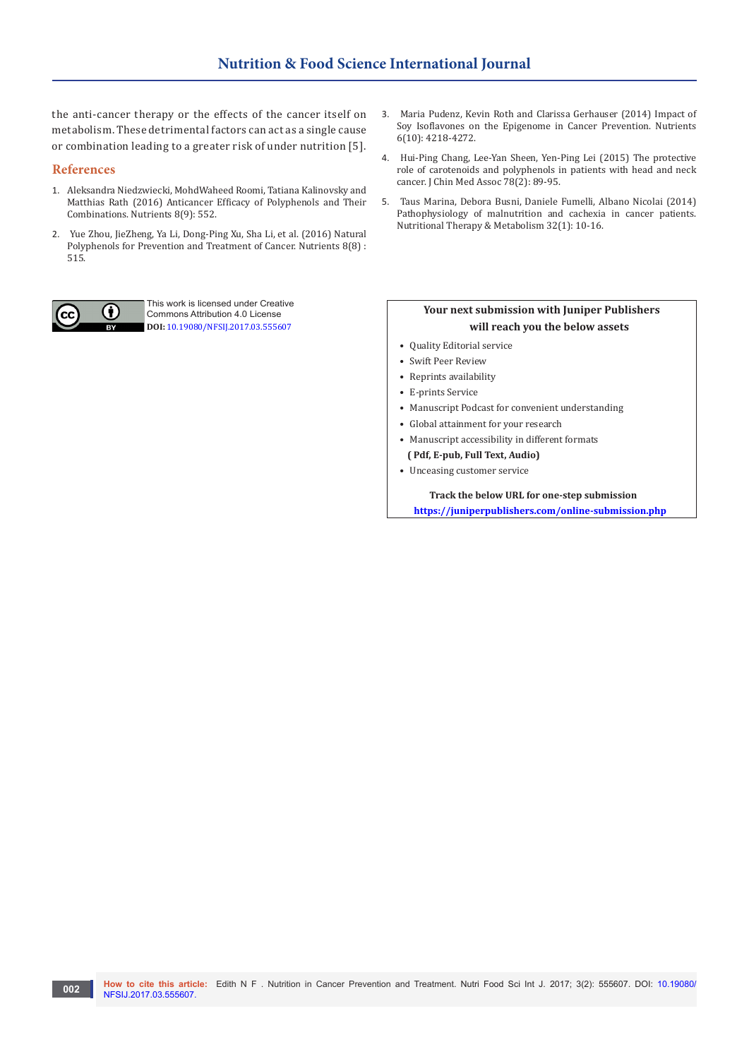the anti-cancer therapy or the effects of the cancer itself on metabolism. These detrimental factors can act as a single cause or combination leading to a greater risk of under nutrition [5].

## References

1. Aleksandra Niedzwiecki, MohdWaheed Roomi, Tatiana Kalinovsky and Matthias Rath (2016) Anticancer Efficacy of Polyphenols and Their Combinations. Nutrients 8(9): 552.
2. Yue Zhou, JieZheng, Ya Li, Dong-Ping Xu, Sha Li, et al. (2016) Natural Polyphenols for Prevention and Treatment of Cancer. Nutrients 8(8) : 515.
3. Maria Pudenz, Kevin Roth and Clarissa Gerhauser (2014) Impact of Soy Isoflavones on the Epigenome in Cancer Prevention. Nutrients 6(10): 4218-4272.
4. Hui-Ping Chang, Lee-Yan Sheen, Yen-Ping Lei (2015) The protective role of carotenoids and polyphenols in patients with head and neck cancer. J Chin Med Assoc 78(2): 89-95.
5. Taus Marina, Debora Busni, Daniele Fumelli, Albano Nicolai (2014) Pathophysiology of malnutrition and cachexia in cancer patients. Nutritional Therapy & Metabolism 32(1): 10-16.

This work is licensed under Creative Commons Attribution 4.0 License
**DOI:** 10.19080/NFSIJ.2017.03.555607

**Your next submission with Juniper Publishers will reach you the below assets**

- Quality Editorial service
- Swift Peer Review
- Reprints availability
- E-prints Service
- Manuscript Podcast for convenient understanding
- Global attainment for your research
- Manuscript accessibility in different formats

  **( Pdf, E-pub, Full Text, Audio)**
- Unceasing customer service

**Track the below URL for one-step submission**
**https://juniperpublishers.com/online-submission.php**

**How to cite this article:** Edith N F . Nutrition in Cancer Prevention and Treatment. Nutri Food Sci Int J. 2017; 3(2): 555607. DOI: 10.19080/NFSIJ.2017.03.555607.